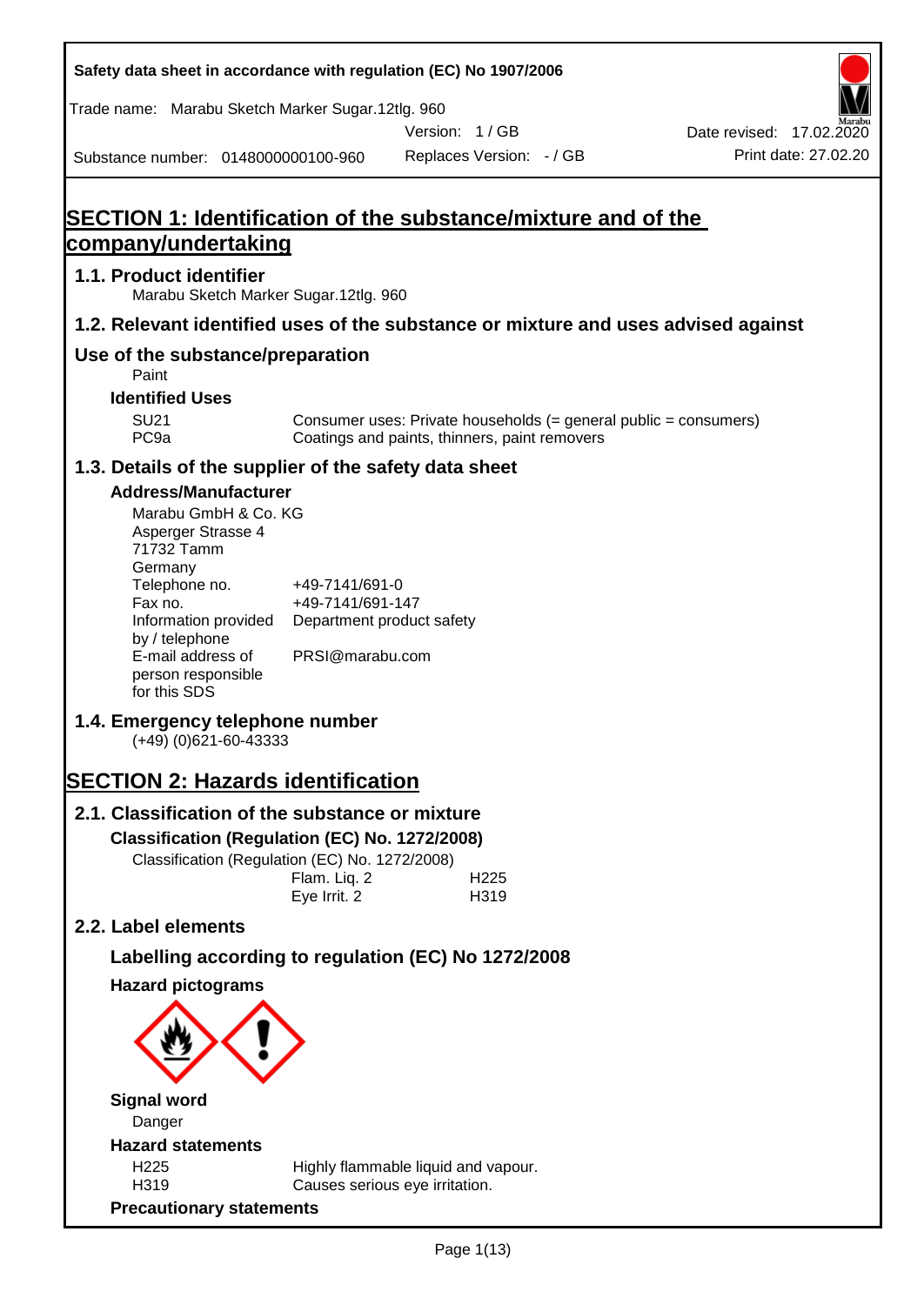Safety data sheet in accordance with regulation (EC) No 1907/2006

Trade name: Marabu Sketch Marker Sugar.12tlg. 960

Version: 1 / GB

Date revised: 17.02.2020

Substance number: 0148000000100-960

Replaces Version: - / GB

Print date: 27.02.20

# SECTION 1: Identification of the substance/mixture and of the company/undertaking

## 1.1. Product identifier

Marabu Sketch Marker Sugar.12tlg. 960

## 1.2. Relevant identified uses of the substance or mixture and uses advised against

## Use of the substance/preparation

Paint

### Identified Uses

| | |
|---|---|
| SU21 | Consumer uses: Private households (= general public = consumers) |
| PC9a | Coatings and paints, thinners, paint removers |

## 1.3. Details of the supplier of the safety data sheet

### Address/Manufacturer

Marabu GmbH & Co. KG
Asperger Strasse 4
71732 Tamm
Germany

| | |
|---|---|
| Telephone no. | +49-7141/691-0 |
| Fax no. | +49-7141/691-147 |
| Information provided by / telephone | Department product safety |
| E-mail address of person responsible for this SDS | PRSI@marabu.com |

## 1.4. Emergency telephone number

(+49) (0)621-60-43333

# SECTION 2: Hazards identification

## 2.1. Classification of the substance or mixture

### Classification (Regulation (EC) No. 1272/2008)

Classification (Regulation (EC) No. 1272/2008)

| | |
|---|---|
| Flam. Liq. 2 | H225 |
| Eye Irrit. 2 | H319 |

## 2.2. Label elements

### Labelling according to regulation (EC) No 1272/2008

### Hazard pictograms

### Signal word

Danger

### Hazard statements

| | |
|---|---|
| H225 | Highly flammable liquid and vapour. |
| H319 | Causes serious eye irritation. |

### Precautionary statements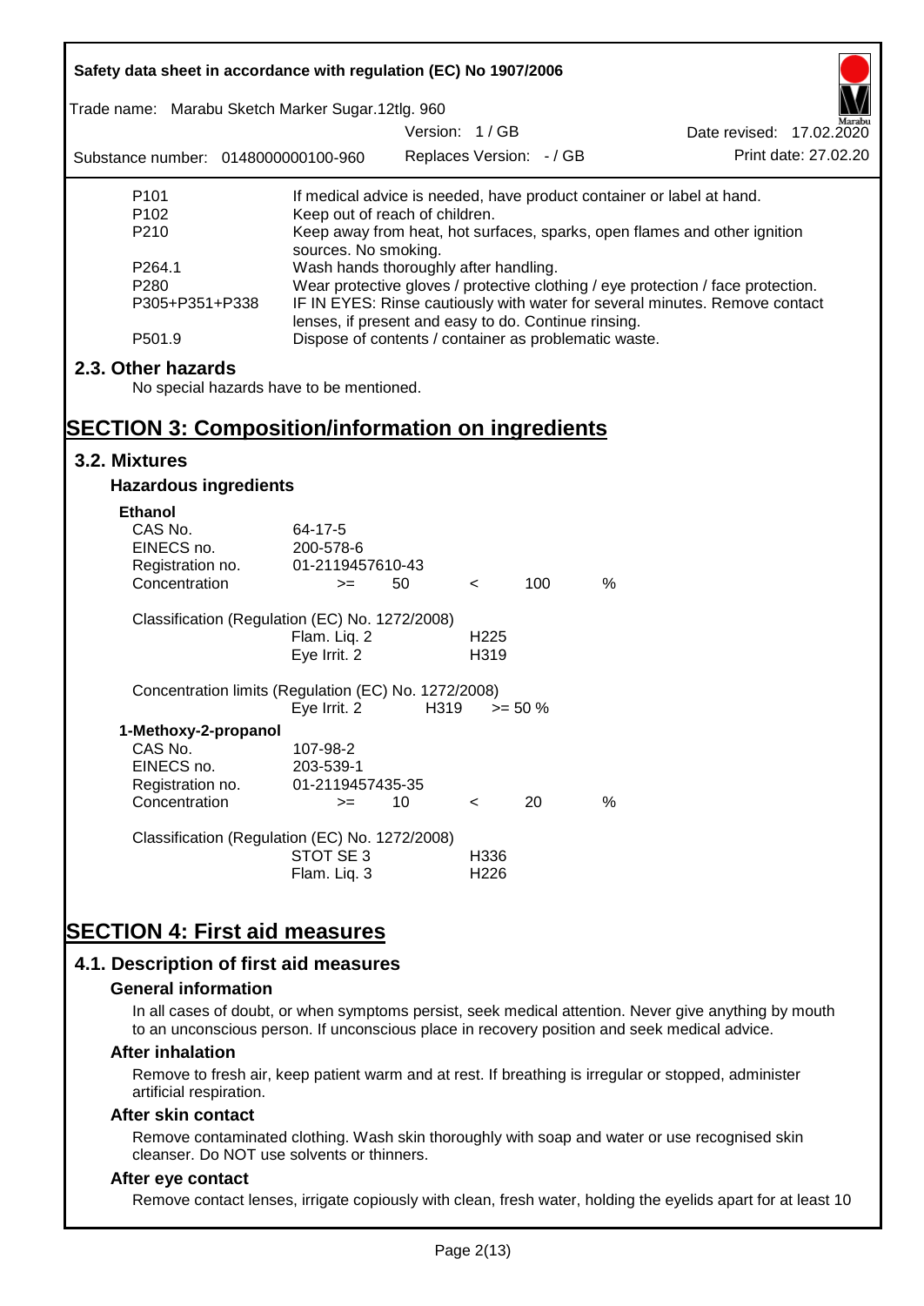| | |
|---|---|
| P101 | If medical advice is needed, have product container or label at hand. |
| P102 | Keep out of reach of children. |
| P210 | Keep away from heat, hot surfaces, sparks, open flames and other ignition sources. No smoking. |
| P264.1 | Wash hands thoroughly after handling. |
| P280 | Wear protective gloves / protective clothing / eye protection / face protection. |
| P305+P351+P338 | IF IN EYES: Rinse cautiously with water for several minutes. Remove contact lenses, if present and easy to do. Continue rinsing. |
| P501.9 | Dispose of contents / container as problematic waste. |

## 2.3. Other hazards

No special hazards have to be mentioned.

# SECTION 3: Composition/information on ingredients

## 3.2. Mixtures

### Hazardous ingredients

**Ethanol**

| | | | | | |
|---|---|---|---|---|---|
| CAS No. | 64-17-5 | | | | |
| EINECS no. | 200-578-6 | | | | |
| Registration no. | 01-2119457610-43 | | | | |
| Concentration | >= | 50 | < | 100 | % |

Classification (Regulation (EC) No. 1272/2008)

| | |
|---|---|
| Flam. Liq. 2 | H225 |
| Eye Irrit. 2 | H319 |

Concentration limits (Regulation (EC) No. 1272/2008)

| | | |
|---|---|---|
| Eye Irrit. 2 | H319 | >= 50 % |

**1-Methoxy-2-propanol**

| | | | | | |
|---|---|---|---|---|---|
| CAS No. | 107-98-2 | | | | |
| EINECS no. | 203-539-1 | | | | |
| Registration no. | 01-2119457435-35 | | | | |
| Concentration | >= | 10 | < | 20 | % |

Classification (Regulation (EC) No. 1272/2008)

| | |
|---|---|
| STOT SE 3 | H336 |
| Flam. Liq. 3 | H226 |

# SECTION 4: First aid measures

## 4.1. Description of first aid measures

### General information

In all cases of doubt, or when symptoms persist, seek medical attention. Never give anything by mouth to an unconscious person. If unconscious place in recovery position and seek medical advice.

### After inhalation

Remove to fresh air, keep patient warm and at rest. If breathing is irregular or stopped, administer artificial respiration.

### After skin contact

Remove contaminated clothing. Wash skin thoroughly with soap and water or use recognised skin cleanser. Do NOT use solvents or thinners.

### After eye contact

Remove contact lenses, irrigate copiously with clean, fresh water, holding the eyelids apart for at least 10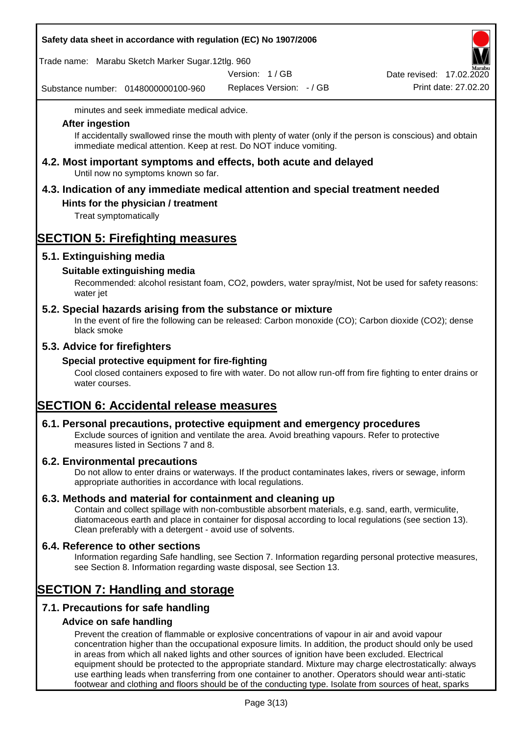minutes and seek immediate medical advice.

### After ingestion

If accidentally swallowed rinse the mouth with plenty of water (only if the person is conscious) and obtain immediate medical attention. Keep at rest. Do NOT induce vomiting.

## 4.2. Most important symptoms and effects, both acute and delayed

Until now no symptoms known so far.

## 4.3. Indication of any immediate medical attention and special treatment needed

### Hints for the physician / treatment

Treat symptomatically

# SECTION 5: Firefighting measures

## 5.1. Extinguishing media

### Suitable extinguishing media

Recommended: alcohol resistant foam, CO2, powders, water spray/mist, Not be used for safety reasons: water jet

## 5.2. Special hazards arising from the substance or mixture

In the event of fire the following can be released: Carbon monoxide (CO); Carbon dioxide (CO2); dense black smoke

## 5.3. Advice for firefighters

### Special protective equipment for fire-fighting

Cool closed containers exposed to fire with water. Do not allow run-off from fire fighting to enter drains or water courses.

# SECTION 6: Accidental release measures

## 6.1. Personal precautions, protective equipment and emergency procedures

Exclude sources of ignition and ventilate the area. Avoid breathing vapours. Refer to protective measures listed in Sections 7 and 8.

## 6.2. Environmental precautions

Do not allow to enter drains or waterways. If the product contaminates lakes, rivers or sewage, inform appropriate authorities in accordance with local regulations.

## 6.3. Methods and material for containment and cleaning up

Contain and collect spillage with non-combustible absorbent materials, e.g. sand, earth, vermiculite, diatomaceous earth and place in container for disposal according to local regulations (see section 13). Clean preferably with a detergent - avoid use of solvents.

## 6.4. Reference to other sections

Information regarding Safe handling, see Section 7. Information regarding personal protective measures, see Section 8. Information regarding waste disposal, see Section 13.

# SECTION 7: Handling and storage

## 7.1. Precautions for safe handling

### Advice on safe handling

Prevent the creation of flammable or explosive concentrations of vapour in air and avoid vapour concentration higher than the occupational exposure limits. In addition, the product should only be used in areas from which all naked lights and other sources of ignition have been excluded. Electrical equipment should be protected to the appropriate standard. Mixture may charge electrostatically: always use earthing leads when transferring from one container to another. Operators should wear anti-static footwear and clothing and floors should be of the conducting type. Isolate from sources of heat, sparks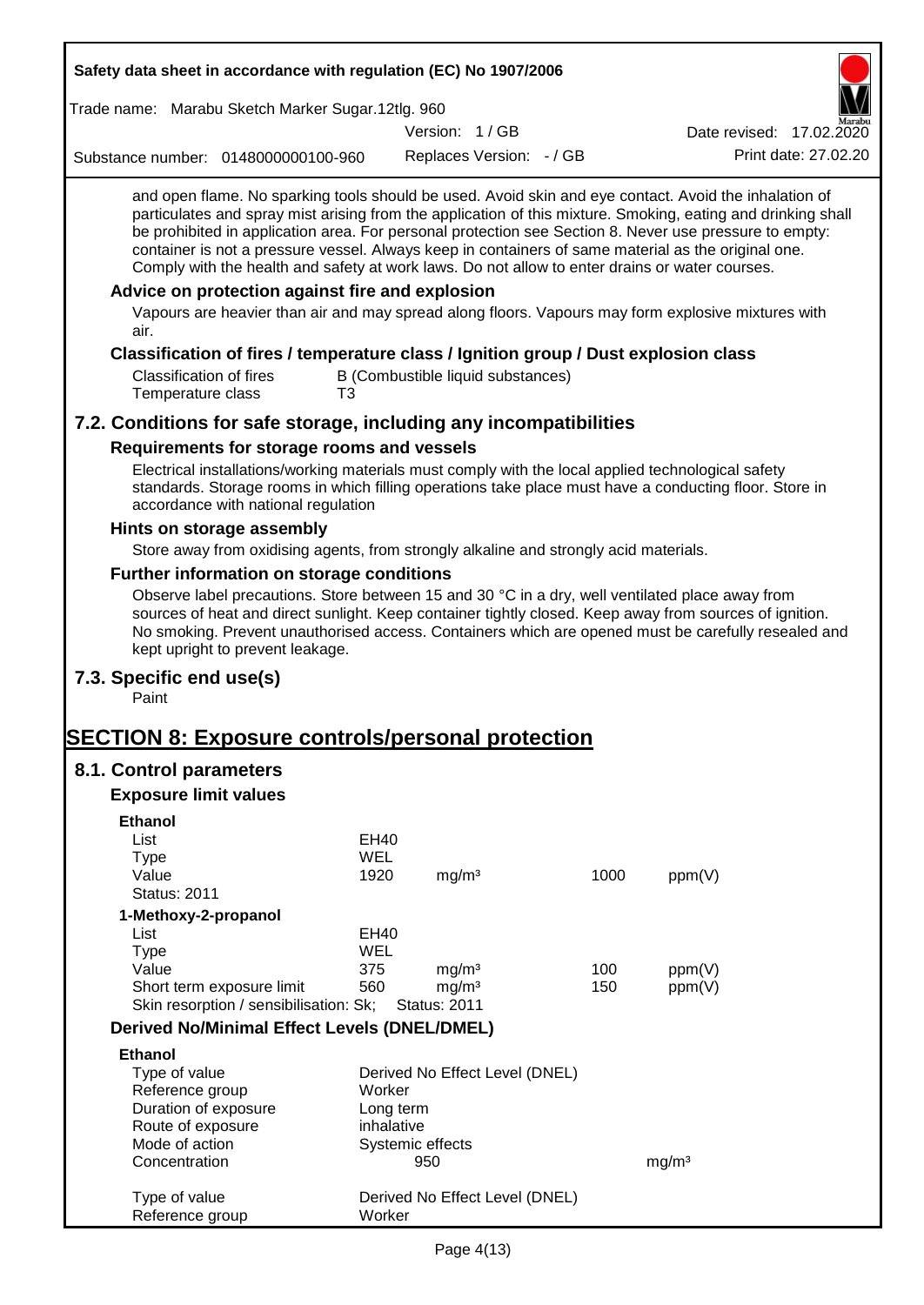and open flame. No sparking tools should be used. Avoid skin and eye contact. Avoid the inhalation of particulates and spray mist arising from the application of this mixture. Smoking, eating and drinking shall be prohibited in application area. For personal protection see Section 8. Never use pressure to empty: container is not a pressure vessel. Always keep in containers of same material as the original one. Comply with the health and safety at work laws. Do not allow to enter drains or water courses.

### Advice on protection against fire and explosion

Vapours are heavier than air and may spread along floors. Vapours may form explosive mixtures with air.

### Classification of fires / temperature class / Ignition group / Dust explosion class

| | |
|---|---|
| Classification of fires | B (Combustible liquid substances) |
| Temperature class | T3 |

## 7.2. Conditions for safe storage, including any incompatibilities

### Requirements for storage rooms and vessels

Electrical installations/working materials must comply with the local applied technological safety standards. Storage rooms in which filling operations take place must have a conducting floor. Store in accordance with national regulation

### Hints on storage assembly

Store away from oxidising agents, from strongly alkaline and strongly acid materials.

### Further information on storage conditions

Observe label precautions. Store between 15 and 30 °C in a dry, well ventilated place away from sources of heat and direct sunlight. Keep container tightly closed. Keep away from sources of ignition. No smoking. Prevent unauthorised access. Containers which are opened must be carefully resealed and kept upright to prevent leakage.

## 7.3. Specific end use(s)

Paint

# SECTION 8: Exposure controls/personal protection

## 8.1. Control parameters

### Exposure limit values

**Ethanol**

| | | | | |
|---|---|---|---|---|
| List | EH40 | | | |
| Type | WEL | | | |
| Value | 1920 | mg/m³ | 1000 | ppm(V) |
| Status: 2011 | | | | |

**1-Methoxy-2-propanol**

| | | | | |
|---|---|---|---|---|
| List | EH40 | | | |
| Type | WEL | | | |
| Value | 375 | mg/m³ | 100 | ppm(V) |
| Short term exposure limit | 560 | mg/m³ | 150 | ppm(V) |
| Skin resorption / sensibilisation: Sk; | Status: 2011 | | | |

### Derived No/Minimal Effect Levels (DNEL/DMEL)

**Ethanol**

| | | |
|---|---|---|
| Type of value | Derived No Effect Level (DNEL) | |
| Reference group | Worker | |
| Duration of exposure | Long term | |
| Route of exposure | inhalative | |
| Mode of action | Systemic effects | |
| Concentration | 950 | mg/m³ |

| | |
|---|---|
| Type of value | Derived No Effect Level (DNEL) |
| Reference group | Worker |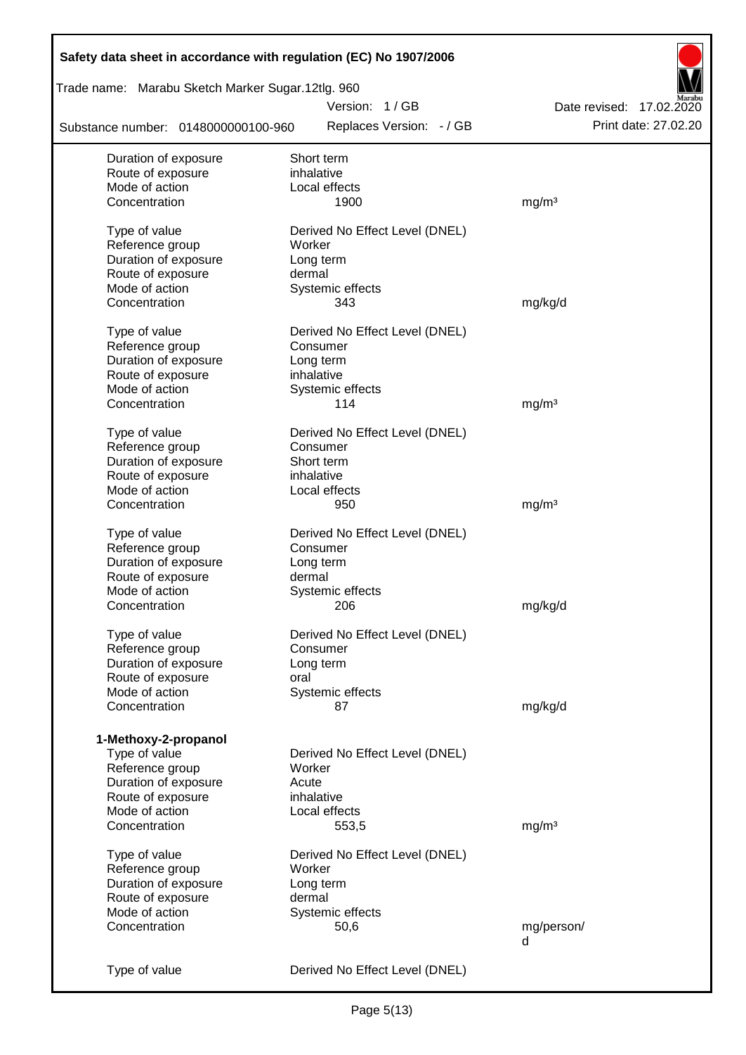| | | |
|---|---|---|
| Duration of exposure | Short term | |
| Route of exposure | inhalative | |
| Mode of action | Local effects | |
| Concentration | 1900 | mg/m³ |

| | | |
|---|---|---|
| Type of value | Derived No Effect Level (DNEL) | |
| Reference group | Worker | |
| Duration of exposure | Long term | |
| Route of exposure | dermal | |
| Mode of action | Systemic effects | |
| Concentration | 343 | mg/kg/d |

| | | |
|---|---|---|
| Type of value | Derived No Effect Level (DNEL) | |
| Reference group | Consumer | |
| Duration of exposure | Long term | |
| Route of exposure | inhalative | |
| Mode of action | Systemic effects | |
| Concentration | 114 | mg/m³ |

| | | |
|---|---|---|
| Type of value | Derived No Effect Level (DNEL) | |
| Reference group | Consumer | |
| Duration of exposure | Short term | |
| Route of exposure | inhalative | |
| Mode of action | Local effects | |
| Concentration | 950 | mg/m³ |

| | | |
|---|---|---|
| Type of value | Derived No Effect Level (DNEL) | |
| Reference group | Consumer | |
| Duration of exposure | Long term | |
| Route of exposure | dermal | |
| Mode of action | Systemic effects | |
| Concentration | 206 | mg/kg/d |

| | | |
|---|---|---|
| Type of value | Derived No Effect Level (DNEL) | |
| Reference group | Consumer | |
| Duration of exposure | Long term | |
| Route of exposure | oral | |
| Mode of action | Systemic effects | |
| Concentration | 87 | mg/kg/d |

**1-Methoxy-2-propanol**

| | | |
|---|---|---|
| Type of value | Derived No Effect Level (DNEL) | |
| Reference group | Worker | |
| Duration of exposure | Acute | |
| Route of exposure | inhalative | |
| Mode of action | Local effects | |
| Concentration | 553,5 | mg/m³ |

| | | |
|---|---|---|
| Type of value | Derived No Effect Level (DNEL) | |
| Reference group | Worker | |
| Duration of exposure | Long term | |
| Route of exposure | dermal | |
| Mode of action | Systemic effects | |
| Concentration | 50,6 | mg/person/d |

| | | |
|---|---|---|
| Type of value | Derived No Effect Level (DNEL) | |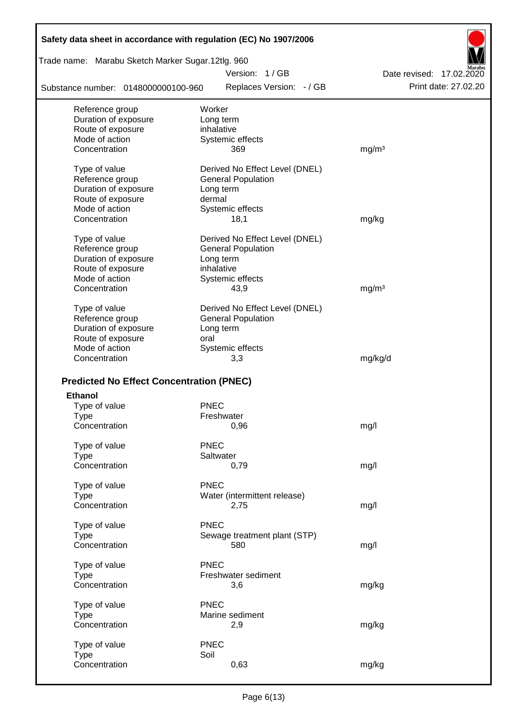| | | |
|---|---|---|
| Reference group | Worker | |
| Duration of exposure | Long term | |
| Route of exposure | inhalative | |
| Mode of action | Systemic effects | |
| Concentration | 369 | mg/m³ |
| | | |
| Type of value | Derived No Effect Level (DNEL) | |
| Reference group | General Population | |
| Duration of exposure | Long term | |
| Route of exposure | dermal | |
| Mode of action | Systemic effects | |
| Concentration | 18,1 | mg/kg |
| | | |
| Type of value | Derived No Effect Level (DNEL) | |
| Reference group | General Population | |
| Duration of exposure | Long term | |
| Route of exposure | inhalative | |
| Mode of action | Systemic effects | |
| Concentration | 43,9 | mg/m³ |
| | | |
| Type of value | Derived No Effect Level (DNEL) | |
| Reference group | General Population | |
| Duration of exposure | Long term | |
| Route of exposure | oral | |
| Mode of action | Systemic effects | |
| Concentration | 3,3 | mg/kg/d |

## Predicted No Effect Concentration (PNEC)

**Ethanol**

| | | |
|---|---|---|
| Type of value | PNEC | |
| Type | Freshwater | |
| Concentration | 0,96 | mg/l |
| | | |
| Type of value | PNEC | |
| Type | Saltwater | |
| Concentration | 0,79 | mg/l |
| | | |
| Type of value | PNEC | |
| Type | Water (intermittent release) | |
| Concentration | 2,75 | mg/l |
| | | |
| Type of value | PNEC | |
| Type | Sewage treatment plant (STP) | |
| Concentration | 580 | mg/l |
| | | |
| Type of value | PNEC | |
| Type | Freshwater sediment | |
| Concentration | 3,6 | mg/kg |
| | | |
| Type of value | PNEC | |
| Type | Marine sediment | |
| Concentration | 2,9 | mg/kg |
| | | |
| Type of value | PNEC | |
| Type | Soil | |
| Concentration | 0,63 | mg/kg |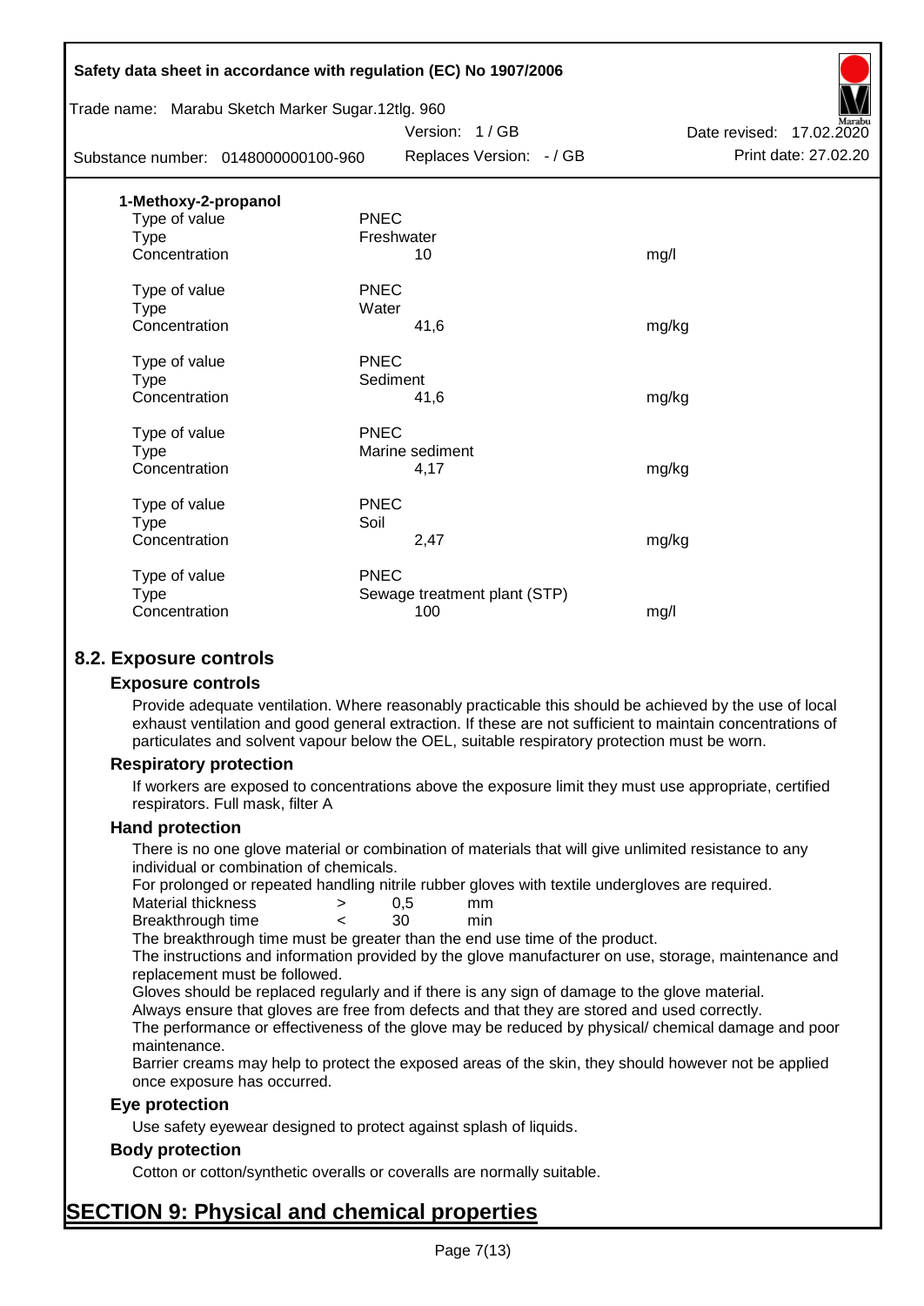**1-Methoxy-2-propanol**

| | | |
|---|---|---|
| Type of value | PNEC | |
| Type | Freshwater | |
| Concentration | 10 | mg/l |
| | | |
| Type of value | PNEC | |
| Type | Water | |
| Concentration | 41,6 | mg/kg |
| | | |
| Type of value | PNEC | |
| Type | Sediment | |
| Concentration | 41,6 | mg/kg |
| | | |
| Type of value | PNEC | |
| Type | Marine sediment | |
| Concentration | 4,17 | mg/kg |
| | | |
| Type of value | PNEC | |
| Type | Soil | |
| Concentration | 2,47 | mg/kg |
| | | |
| Type of value | PNEC | |
| Type | Sewage treatment plant (STP) | |
| Concentration | 100 | mg/l |

## 8.2. Exposure controls

### Exposure controls

Provide adequate ventilation. Where reasonably practicable this should be achieved by the use of local exhaust ventilation and good general extraction. If these are not sufficient to maintain concentrations of particulates and solvent vapour below the OEL, suitable respiratory protection must be worn.

### Respiratory protection

If workers are exposed to concentrations above the exposure limit they must use appropriate, certified respirators. Full mask, filter A

### Hand protection

There is no one glove material or combination of materials that will give unlimited resistance to any individual or combination of chemicals.

For prolonged or repeated handling nitrile rubber gloves with textile undergloves are required.

| | | | |
|---|---|---|---|
| Material thickness | > | 0,5 | mm |
| Breakthrough time | < | 30 | min |

The breakthrough time must be greater than the end use time of the product.

The instructions and information provided by the glove manufacturer on use, storage, maintenance and replacement must be followed.

Gloves should be replaced regularly and if there is any sign of damage to the glove material.

Always ensure that gloves are free from defects and that they are stored and used correctly.

The performance or effectiveness of the glove may be reduced by physical/ chemical damage and poor maintenance.

Barrier creams may help to protect the exposed areas of the skin, they should however not be applied once exposure has occurred.

### Eye protection

Use safety eyewear designed to protect against splash of liquids.

### Body protection

Cotton or cotton/synthetic overalls or coveralls are normally suitable.

# SECTION 9: Physical and chemical properties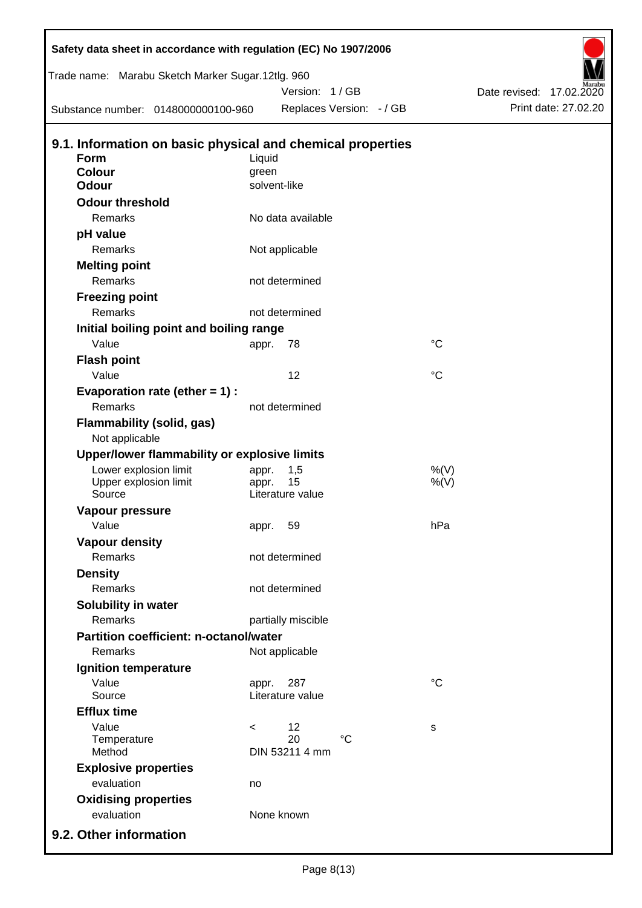Safety data sheet in accordance with regulation (EC) No 1907/2006

Trade name: Marabu Sketch Marker Sugar.12tlg. 960

Version: 1 / GB

Date revised: 17.02.2020

Substance number: 0148000000100-960

Replaces Version: - / GB

Print date: 27.02.20

## 9.1. Information on basic physical and chemical properties

| | | | |
|---|---|---|---|
| **Form** | Liquid | | |
| **Colour** | green | | |
| **Odour** | solvent-like | | |
| **Odour threshold** | | | |
| Remarks | No data available | | |
| **pH value** | | | |
| Remarks | Not applicable | | |
| **Melting point** | | | |
| Remarks | not determined | | |
| **Freezing point** | | | |
| Remarks | not determined | | |
| **Initial boiling point and boiling range** | | | |
| Value | appr. | 78 | °C |
| **Flash point** | | | |
| Value | | 12 | °C |
| **Evaporation rate (ether = 1) :** | | | |
| Remarks | not determined | | |
| **Flammability (solid, gas)** | | | |
| Not applicable | | | |
| **Upper/lower flammability or explosive limits** | | | |
| Lower explosion limit | appr. | 1,5 | %(V) |
| Upper explosion limit | appr. | 15 | %(V) |
| Source | Literature value | | |
| **Vapour pressure** | | | |
| Value | appr. | 59 | hPa |
| **Vapour density** | | | |
| Remarks | not determined | | |
| **Density** | | | |
| Remarks | not determined | | |
| **Solubility in water** | | | |
| Remarks | partially miscible | | |
| **Partition coefficient: n-octanol/water** | | | |
| Remarks | Not applicable | | |
| **Ignition temperature** | | | |
| Value | appr. | 287 | °C |
| Source | Literature value | | |
| **Efflux time** | | | |
| Value | < | 12 | s |
| Temperature | | 20 °C | |
| Method | DIN 53211 4 mm | | |
| **Explosive properties** | | | |
| evaluation | no | | |
| **Oxidising properties** | | | |
| evaluation | None known | | |

## 9.2. Other information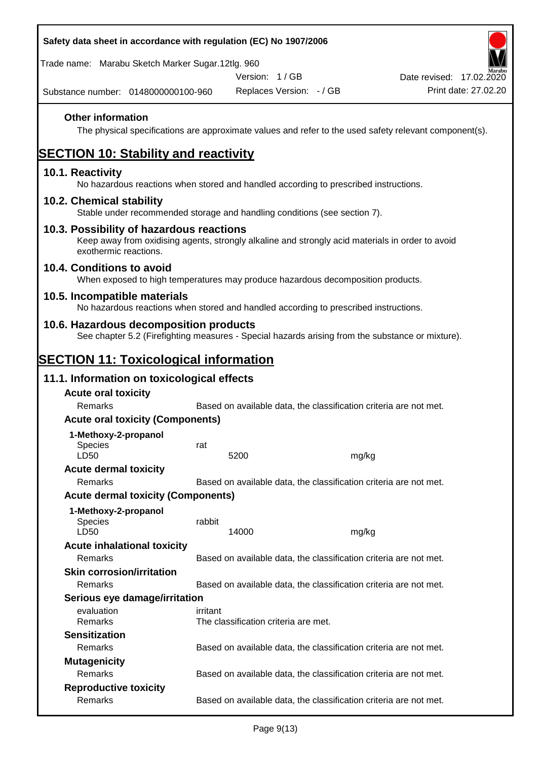**Other information**

The physical specifications are approximate values and refer to the used safety relevant component(s).

# SECTION 10: Stability and reactivity

## 10.1. Reactivity

No hazardous reactions when stored and handled according to prescribed instructions.

## 10.2. Chemical stability

Stable under recommended storage and handling conditions (see section 7).

## 10.3. Possibility of hazardous reactions

Keep away from oxidising agents, strongly alkaline and strongly acid materials in order to avoid exothermic reactions.

## 10.4. Conditions to avoid

When exposed to high temperatures may produce hazardous decomposition products.

## 10.5. Incompatible materials

No hazardous reactions when stored and handled according to prescribed instructions.

## 10.6. Hazardous decomposition products

See chapter 5.2 (Firefighting measures - Special hazards arising from the substance or mixture).

# SECTION 11: Toxicological information

## 11.1. Information on toxicological effects

**Acute oral toxicity**

| | | |
|---|---|---|
| Remarks | Based on available data, the classification criteria are not met. | |

**Acute oral toxicity (Components)**

**1-Methoxy-2-propanol**

| | | |
|---|---|---|
| Species | rat | |
| LD50 | 5200 | mg/kg |

**Acute dermal toxicity**

| | |
|---|---|
| Remarks | Based on available data, the classification criteria are not met. |

**Acute dermal toxicity (Components)**

**1-Methoxy-2-propanol**

| | | |
|---|---|---|
| Species | rabbit | |
| LD50 | 14000 | mg/kg |

**Acute inhalational toxicity**

| | |
|---|---|
| Remarks | Based on available data, the classification criteria are not met. |

**Skin corrosion/irritation**

| | |
|---|---|
| Remarks | Based on available data, the classification criteria are not met. |

**Serious eye damage/irritation**

| | |
|---|---|
| evaluation | irritant |
| Remarks | The classification criteria are met. |

**Sensitization**

| | |
|---|---|
| Remarks | Based on available data, the classification criteria are not met. |

**Mutagenicity**

| | |
|---|---|
| Remarks | Based on available data, the classification criteria are not met. |

**Reproductive toxicity**

| | |
|---|---|
| Remarks | Based on available data, the classification criteria are not met. |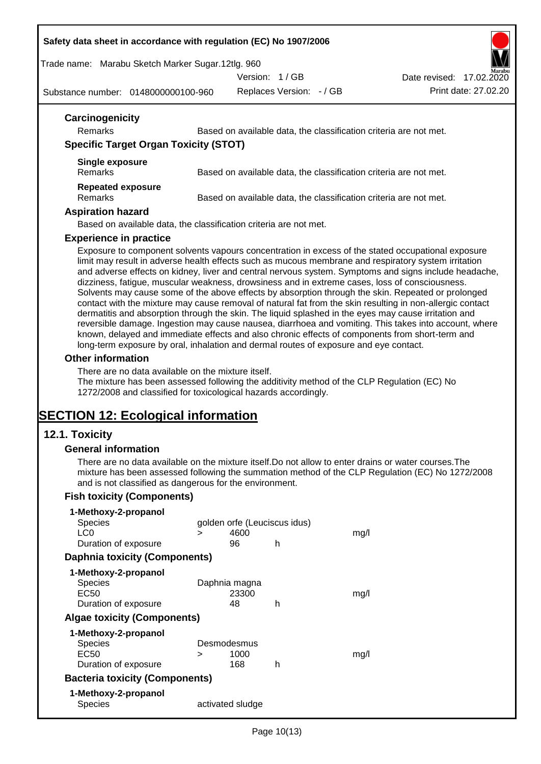**Carcinogenicity**

| | |
|---|---|
| Remarks | Based on available data, the classification criteria are not met. |

**Specific Target Organ Toxicity (STOT)**

**Single exposure**

| | |
|---|---|
| Remarks | Based on available data, the classification criteria are not met. |

**Repeated exposure**

| | |
|---|---|
| Remarks | Based on available data, the classification criteria are not met. |

**Aspiration hazard**

Based on available data, the classification criteria are not met.

**Experience in practice**

Exposure to component solvents vapours concentration in excess of the stated occupational exposure limit may result in adverse health effects such as mucous membrane and respiratory system irritation and adverse effects on kidney, liver and central nervous system. Symptoms and signs include headache, dizziness, fatigue, muscular weakness, drowsiness and in extreme cases, loss of consciousness. Solvents may cause some of the above effects by absorption through the skin. Repeated or prolonged contact with the mixture may cause removal of natural fat from the skin resulting in non-allergic contact dermatitis and absorption through the skin. The liquid splashed in the eyes may cause irritation and reversible damage. Ingestion may cause nausea, diarrhoea and vomiting. This takes into account, where known, delayed and immediate effects and also chronic effects of components from short-term and long-term exposure by oral, inhalation and dermal routes of exposure and eye contact.

**Other information**

There are no data available on the mixture itself.
The mixture has been assessed following the additivity method of the CLP Regulation (EC) No 1272/2008 and classified for toxicological hazards accordingly.

# SECTION 12: Ecological information

## 12.1. Toxicity

**General information**

There are no data available on the mixture itself.Do not allow to enter drains or water courses.The mixture has been assessed following the summation method of the CLP Regulation (EC) No 1272/2008 and is not classified as dangerous for the environment.

**Fish toxicity (Components)**

**1-Methoxy-2-propanol**

| | | | | |
|---|---|---|---|---|
| Species | golden orfe (Leuciscus idus) | | | |
| LC0 | > | 4600 | | mg/l |
| Duration of exposure | | 96 | h | |

**Daphnia toxicity (Components)**

**1-Methoxy-2-propanol**

| | | | | |
|---|---|---|---|---|
| Species | Daphnia magna | | | |
| EC50 | | 23300 | | mg/l |
| Duration of exposure | | 48 | h | |

**Algae toxicity (Components)**

**1-Methoxy-2-propanol**

| | | | | |
|---|---|---|---|---|
| Species | Desmodesmus | | | |
| EC50 | > | 1000 | | mg/l |
| Duration of exposure | | 168 | h | |

**Bacteria toxicity (Components)**

**1-Methoxy-2-propanol**

| | |
|---|---|
| Species | activated sludge |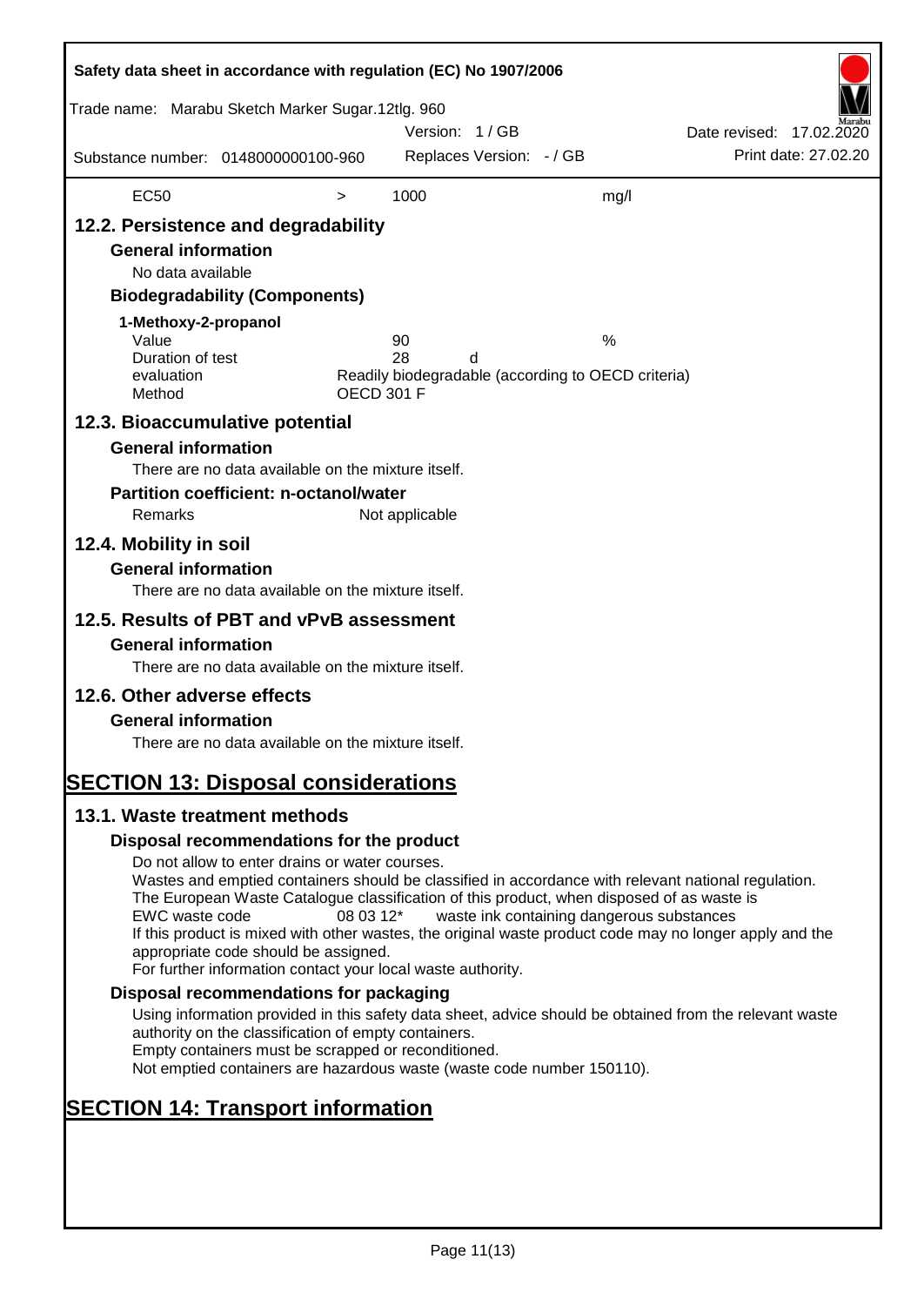| EC50 | > | 1000 | mg/l |
|---|---|---|---|

## 12.2. Persistence and degradability

### General information

No data available

### Biodegradability (Components)

**1-Methoxy-2-propanol**

| | | |
|---|---|---|
| Value | 90 | % |
| Duration of test | 28 | d |
| evaluation | Readily biodegradable (according to OECD criteria) | |
| Method | OECD 301 F | |

## 12.3. Bioaccumulative potential

### General information

There are no data available on the mixture itself.

### Partition coefficient: n-octanol/water

Remarks    Not applicable

## 12.4. Mobility in soil

### General information

There are no data available on the mixture itself.

## 12.5. Results of PBT and vPvB assessment

### General information

There are no data available on the mixture itself.

## 12.6. Other adverse effects

### General information

There are no data available on the mixture itself.

# SECTION 13: Disposal considerations

## 13.1. Waste treatment methods

### Disposal recommendations for the product

Do not allow to enter drains or water courses.
Wastes and emptied containers should be classified in accordance with relevant national regulation.
The European Waste Catalogue classification of this product, when disposed of as waste is
EWC waste code    08 03 12*    waste ink containing dangerous substances
If this product is mixed with other wastes, the original waste product code may no longer apply and the appropriate code should be assigned.
For further information contact your local waste authority.

### Disposal recommendations for packaging

Using information provided in this safety data sheet, advice should be obtained from the relevant waste authority on the classification of empty containers.
Empty containers must be scrapped or reconditioned.
Not emptied containers are hazardous waste (waste code number 150110).

# SECTION 14: Transport information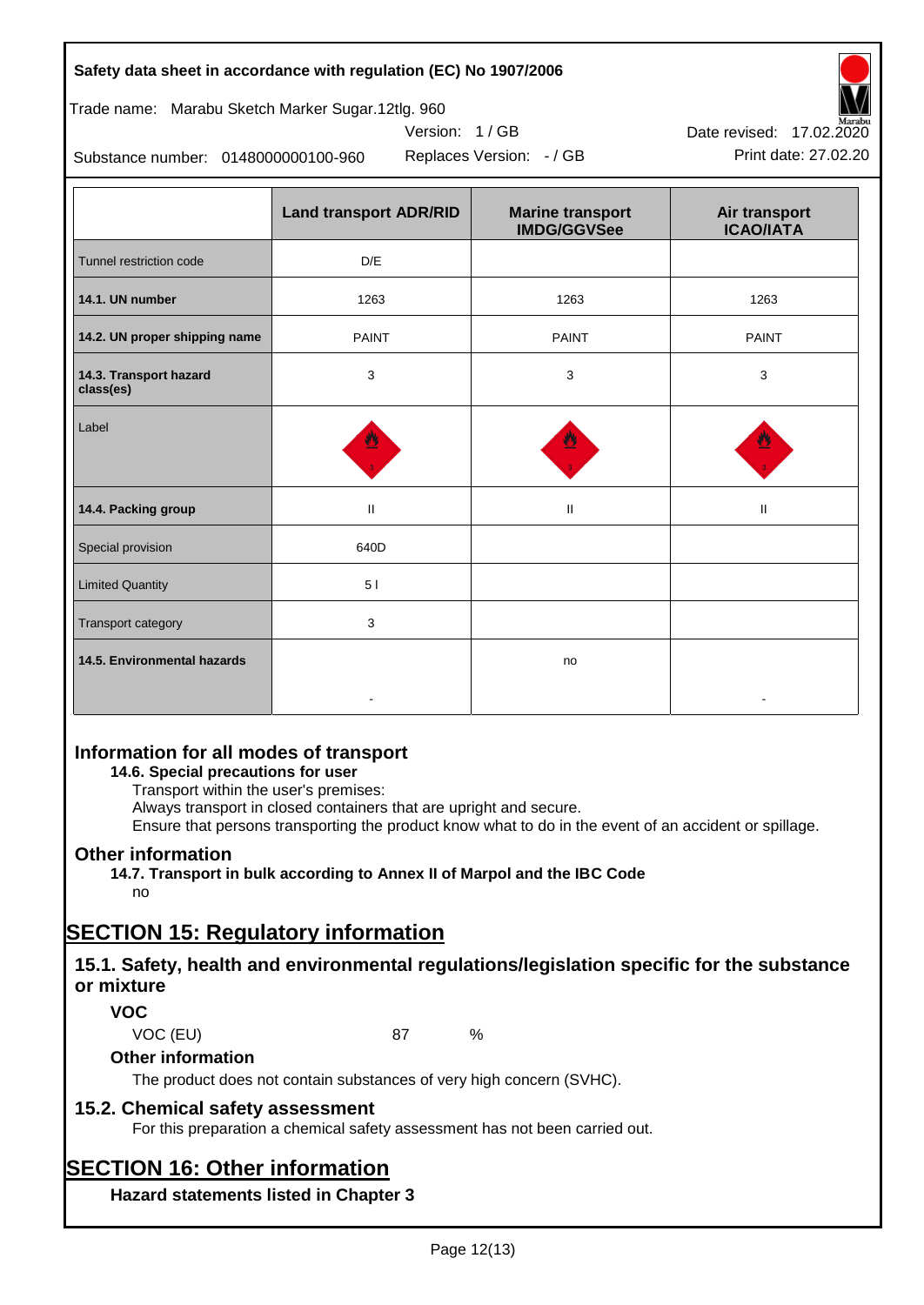| | Land transport ADR/RID | Marine transport IMDG/GGVSee | Air transport ICAO/IATA |
|---|---|---|---|
| Tunnel restriction code | D/E | | |
| **14.1. UN number** | 1263 | 1263 | 1263 |
| **14.2. UN proper shipping name** | PAINT | PAINT | PAINT |
| **14.3. Transport hazard class(es)** | 3 | 3 | 3 |
| Label | | | |
| **14.4. Packing group** | II | II | II |
| Special provision | 640D | | |
| Limited Quantity | 5 l | | |
| Transport category | 3 | | |
| **14.5. Environmental hazards** | - | no | - |

## Information for all modes of transport

**14.6. Special precautions for user**

Transport within the user's premises:
Always transport in closed containers that are upright and secure.
Ensure that persons transporting the product know what to do in the event of an accident or spillage.

## Other information

**14.7. Transport in bulk according to Annex II of Marpol and the IBC Code**

no

# SECTION 15: Regulatory information

## 15.1. Safety, health and environmental regulations/legislation specific for the substance or mixture

### VOC

VOC (EU) 87 %

### Other information

The product does not contain substances of very high concern (SVHC).

## 15.2. Chemical safety assessment

For this preparation a chemical safety assessment has not been carried out.

# SECTION 16: Other information

### Hazard statements listed in Chapter 3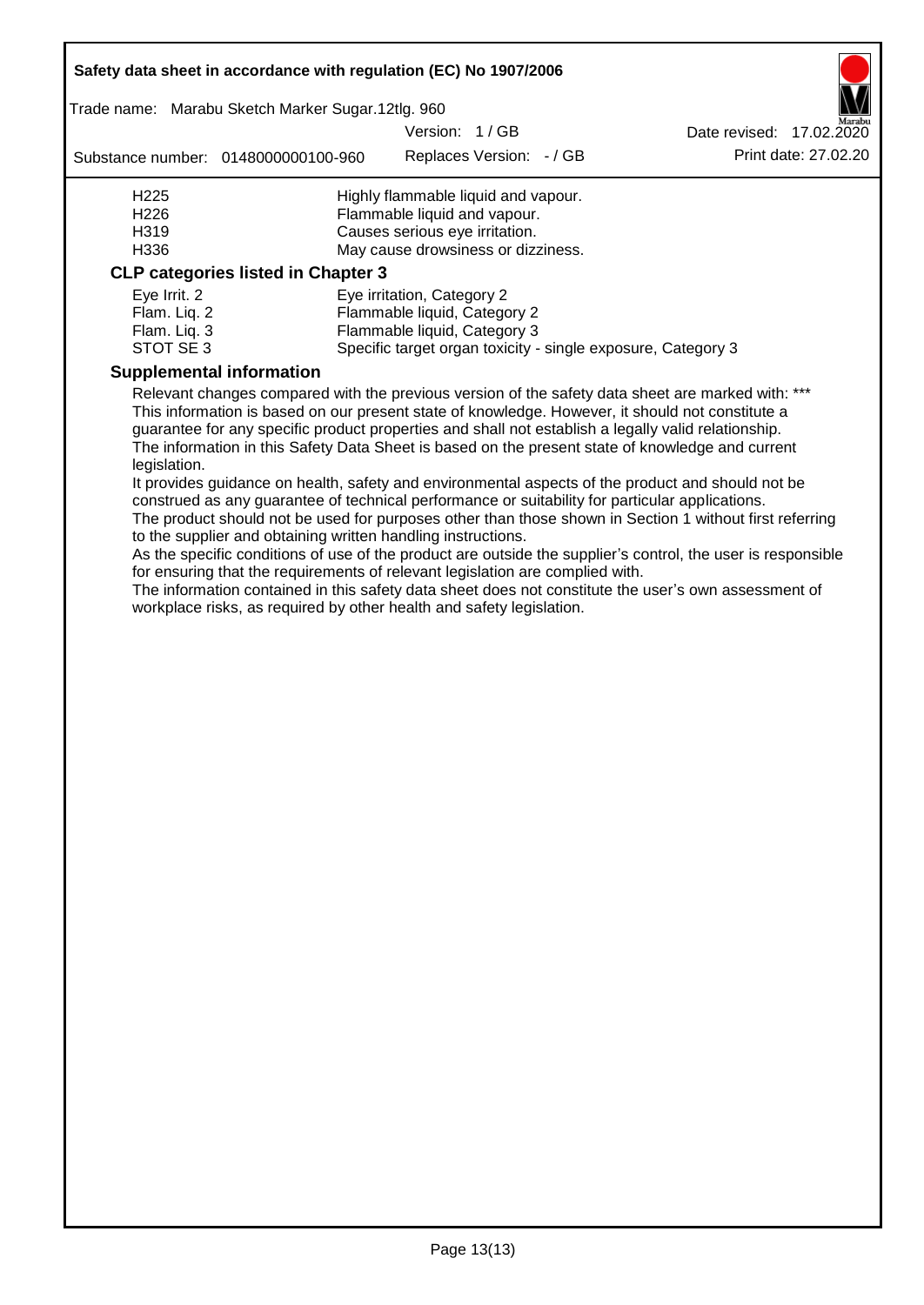| | |
|---|---|
| H225 | Highly flammable liquid and vapour. |
| H226 | Flammable liquid and vapour. |
| H319 | Causes serious eye irritation. |
| H336 | May cause drowsiness or dizziness. |

### CLP categories listed in Chapter 3

| | |
|---|---|
| Eye Irrit. 2 | Eye irritation, Category 2 |
| Flam. Liq. 2 | Flammable liquid, Category 2 |
| Flam. Liq. 3 | Flammable liquid, Category 3 |
| STOT SE 3 | Specific target organ toxicity - single exposure, Category 3 |

### Supplemental information

Relevant changes compared with the previous version of the safety data sheet are marked with: ***
This information is based on our present state of knowledge. However, it should not constitute a guarantee for any specific product properties and shall not establish a legally valid relationship.
The information in this Safety Data Sheet is based on the present state of knowledge and current legislation.
It provides guidance on health, safety and environmental aspects of the product and should not be construed as any guarantee of technical performance or suitability for particular applications.
The product should not be used for purposes other than those shown in Section 1 without first referring to the supplier and obtaining written handling instructions.
As the specific conditions of use of the product are outside the supplier's control, the user is responsible for ensuring that the requirements of relevant legislation are complied with.
The information contained in this safety data sheet does not constitute the user's own assessment of workplace risks, as required by other health and safety legislation.